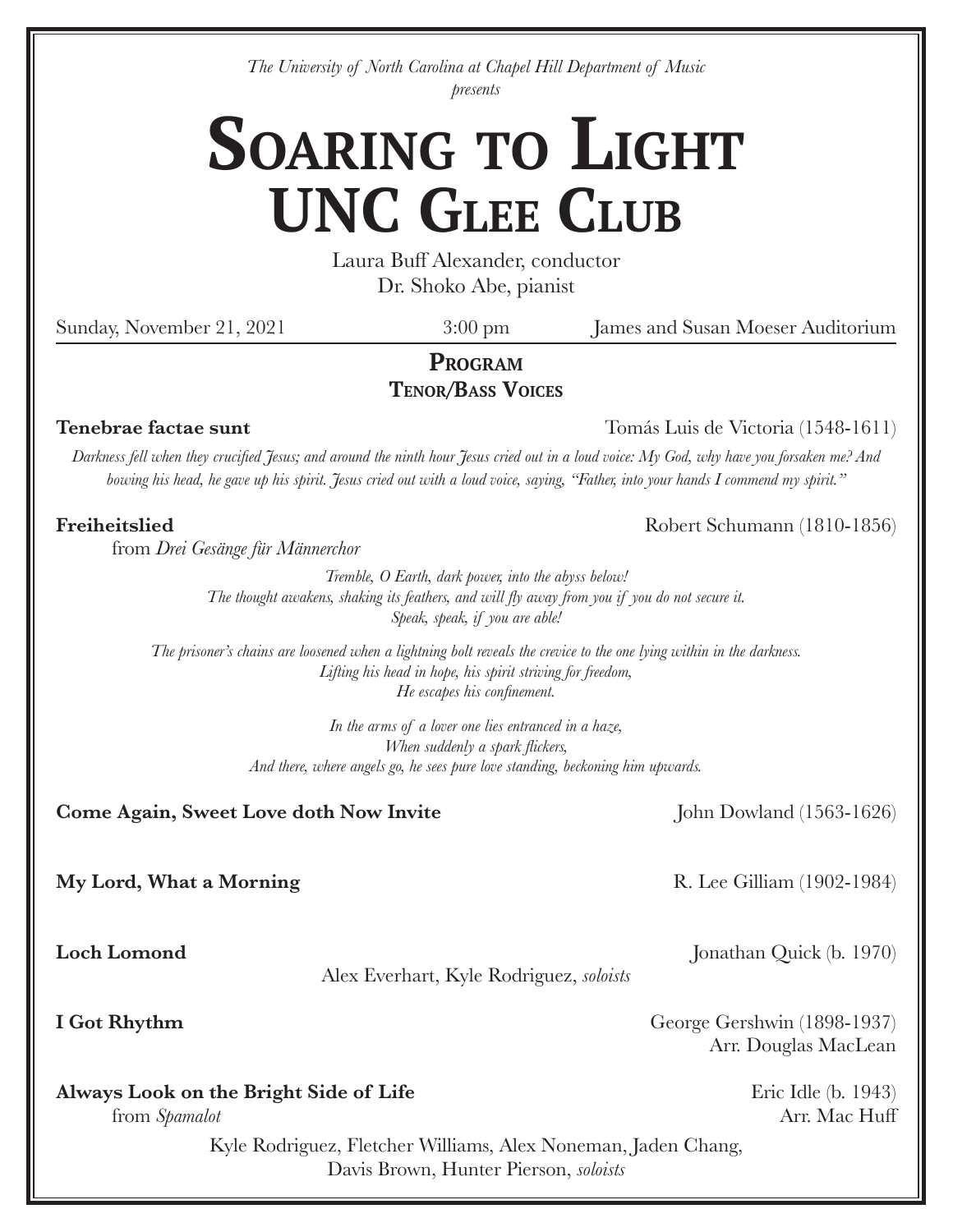*The University of North Carolina at Chapel Hill Department of Music*
*presents*

# Soaring to Light
# UNC Glee Club

Laura Buff Alexander, conductor
Dr. Shoko Abe, pianist

Sunday, November 21, 2021 | 3:00 pm | James and Susan Moeser Auditorium

## Program
### Tenor/Bass Voices

**Tenebrae factae sunt** — Tomás Luis de Victoria (1548-1611)

*Darkness fell when they crucified Jesus; and around the ninth hour Jesus cried out in a loud voice: My God, why have you forsaken me? And bowing his head, he gave up his spirit. Jesus cried out with a loud voice, saying, "Father, into your hands I commend my spirit."*

**Freiheitslied** — Robert Schumann (1810-1856)
from *Drei Gesänge für Männerchor*

*Tremble, O Earth, dark power, into the abyss below!*
*The thought awakens, shaking its feathers, and will fly away from you if you do not secure it.*
*Speak, speak, if you are able!*

*The prisoner's chains are loosened when a lightning bolt reveals the crevice to the one lying within in the darkness.*
*Lifting his head in hope, his spirit striving for freedom,*
*He escapes his confinement.*

*In the arms of a lover one lies entranced in a haze,*
*When suddenly a spark flickers,*
*And there, where angels go, he sees pure love standing, beckoning him upwards.*

**Come Again, Sweet Love doth Now Invite** — John Dowland (1563-1626)

**My Lord, What a Morning** — R. Lee Gilliam (1902-1984)

**Loch Lomond** — Jonathan Quick (b. 1970)
Alex Everhart, Kyle Rodriguez, *soloists*

**I Got Rhythm** — George Gershwin (1898-1937)
Arr. Douglas MacLean

**Always Look on the Bright Side of Life** — Eric Idle (b. 1943)
from *Spamalot* — Arr. Mac Huff
Kyle Rodriguez, Fletcher Williams, Alex Noneman, Jaden Chang, Davis Brown, Hunter Pierson, *soloists*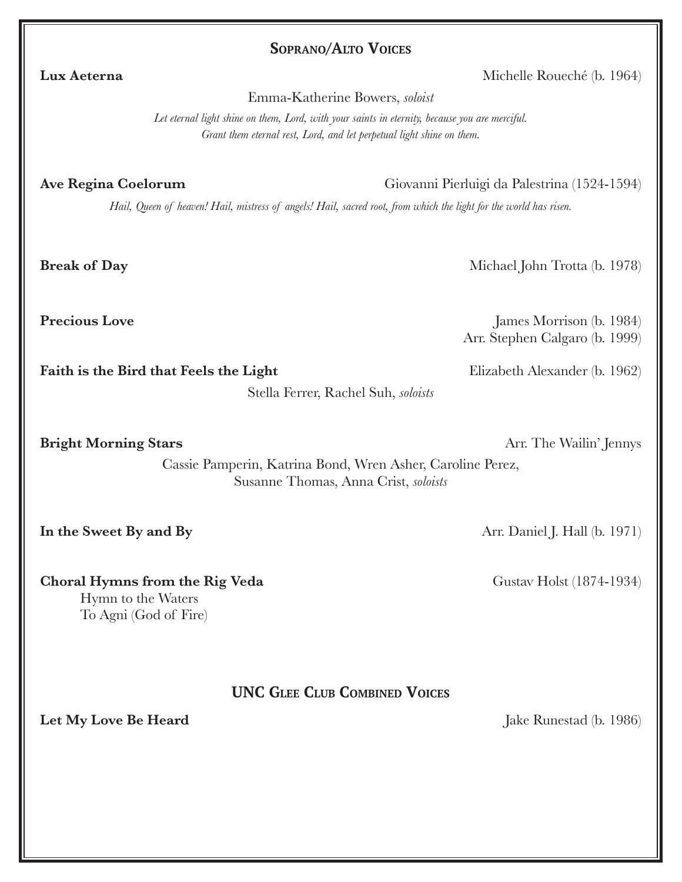## Soprano/Alto Voices

**Lux Aeterna** Michelle Roueché (b. 1964)

Emma-Katherine Bowers, *soloist*

*Let eternal light shine on them, Lord, with your saints in eternity, because you are merciful.*
*Grant them eternal rest, Lord, and let perpetual light shine on them.*

**Ave Regina Coelorum** Giovanni Pierluigi da Palestrina (1524-1594)

*Hail, Queen of heaven! Hail, mistress of angels! Hail, sacred root, from which the light for the world has risen.*

**Break of Day** Michael John Trotta (b. 1978)

**Precious Love** James Morrison (b. 1984)
Arr. Stephen Calgaro (b. 1999)

**Faith is the Bird that Feels the Light** Elizabeth Alexander (b. 1962)

Stella Ferrer, Rachel Suh, *soloists*

**Bright Morning Stars** Arr. The Wailin' Jennys

Cassie Pamperin, Katrina Bond, Wren Asher, Caroline Perez,
Susanne Thomas, Anna Crist, *soloists*

**In the Sweet By and By** Arr. Daniel J. Hall (b. 1971)

**Choral Hymns from the Rig Veda** Gustav Holst (1874-1934)

Hymn to the Waters
To Agni (God of Fire)

## UNC Glee Club Combined Voices

**Let My Love Be Heard** Jake Runestad (b. 1986)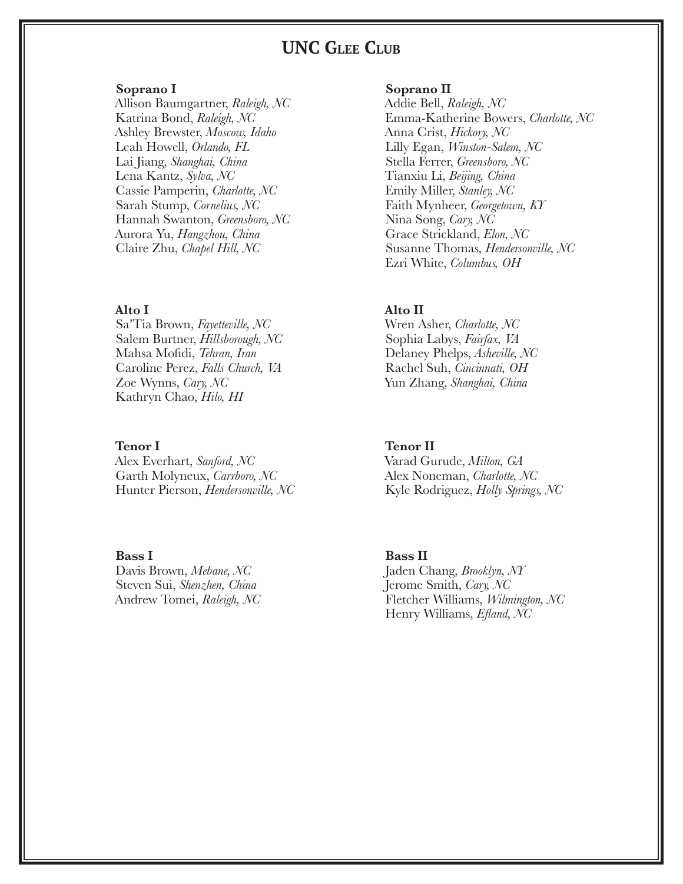# UNC Glee Club

**Soprano I**

Allison Baumgartner, *Raleigh, NC*
Katrina Bond, *Raleigh, NC*
Ashley Brewster, *Moscow, Idaho*
Leah Howell, *Orlando, FL*
Lai Jiang, *Shanghai, China*
Lena Kantz, *Sylva, NC*
Cassie Pamperin, *Charlotte, NC*
Sarah Stump, *Cornelius, NC*
Hannah Swanton, *Greensboro, NC*
Aurora Yu, *Hangzhou, China*
Claire Zhu, *Chapel Hill, NC*

**Soprano II**

Addie Bell, *Raleigh, NC*
Emma-Katherine Bowers, *Charlotte, NC*
Anna Crist, *Hickory, NC*
Lilly Egan, *Winston-Salem, NC*
Stella Ferrer, *Greensboro, NC*
Tianxiu Li, *Beijing, China*
Emily Miller, *Stanley, NC*
Faith Mynheer, *Georgetown, KY*
Nina Song, *Cary, NC*
Grace Strickland, *Elon, NC*
Susanne Thomas, *Hendersonville, NC*
Ezri White, *Columbus, OH*

**Alto I**

Sa'Tia Brown, *Fayetteville, NC*
Salem Burtner, *Hillsborough, NC*
Mahsa Mofidi, *Tehran, Iran*
Caroline Perez, *Falls Church, VA*
Zoe Wynns, *Cary, NC*
Kathryn Chao, *Hilo, HI*

**Alto II**

Wren Asher, *Charlotte, NC*
Sophia Labys, *Fairfax, VA*
Delaney Phelps, *Asheville, NC*
Rachel Suh, *Cincinnati, OH*
Yun Zhang, *Shanghai, China*

**Tenor I**

Alex Everhart, *Sanford, NC*
Garth Molyneux, *Carrboro, NC*
Hunter Pierson, *Hendersonville, NC*

**Tenor II**

Varad Gurude, *Milton, GA*
Alex Noneman, *Charlotte, NC*
Kyle Rodriguez, *Holly Springs, NC*

**Bass I**

Davis Brown, *Mebane, NC*
Steven Sui, *Shenzhen, China*
Andrew Tomei, *Raleigh, NC*

**Bass II**

Jaden Chang, *Brooklyn, NY*
Jerome Smith, *Cary, NC*
Fletcher Williams, *Wilmington, NC*
Henry Williams, *Efland, NC*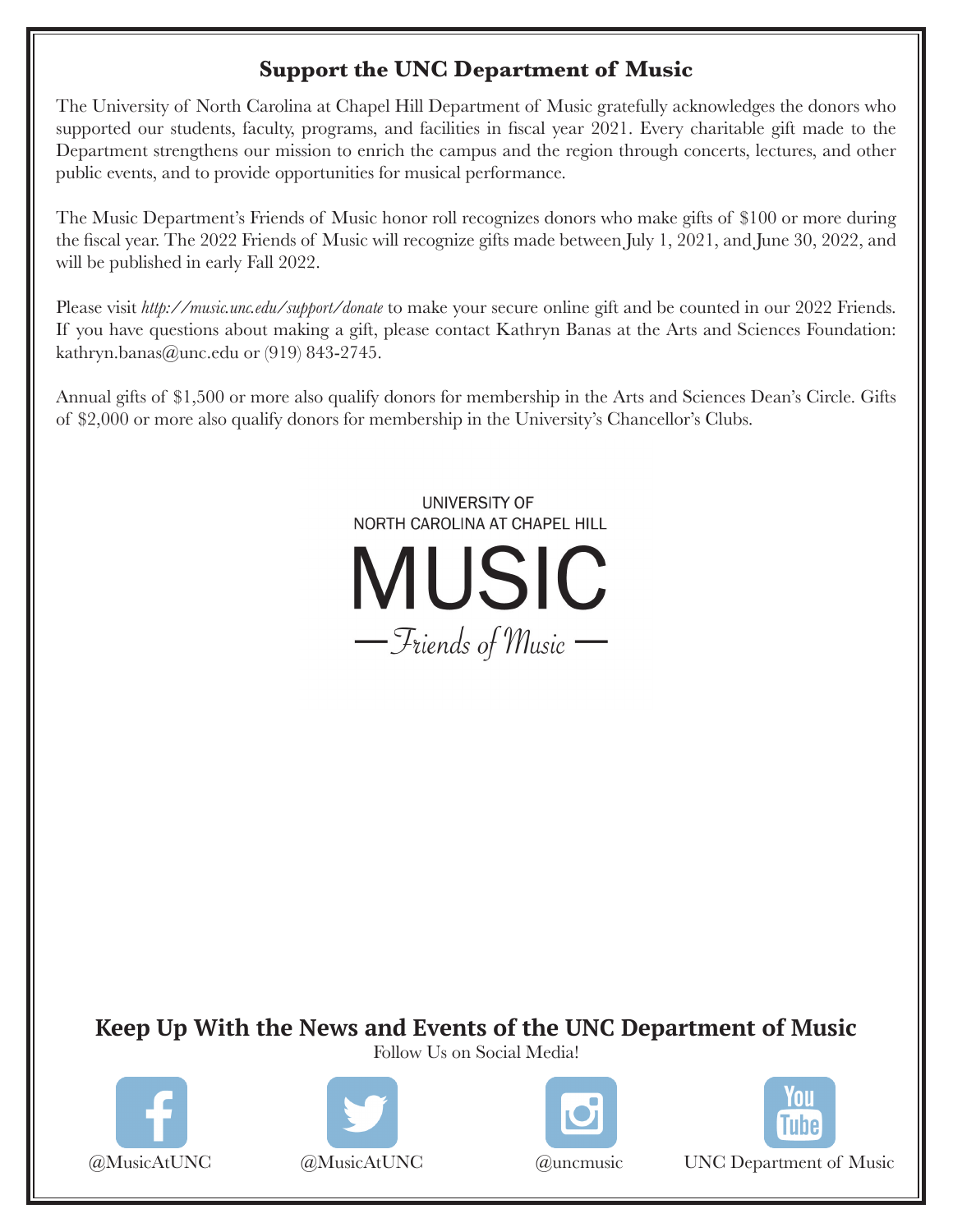## Support the UNC Department of Music

The University of North Carolina at Chapel Hill Department of Music gratefully acknowledges the donors who supported our students, faculty, programs, and facilities in fiscal year 2021. Every charitable gift made to the Department strengthens our mission to enrich the campus and the region through concerts, lectures, and other public events, and to provide opportunities for musical performance.

The Music Department's Friends of Music honor roll recognizes donors who make gifts of $100 or more during the fiscal year. The 2022 Friends of Music will recognize gifts made between July 1, 2021, and June 30, 2022, and will be published in early Fall 2022.

Please visit *http://music.unc.edu/support/donate* to make your secure online gift and be counted in our 2022 Friends. If you have questions about making a gift, please contact Kathryn Banas at the Arts and Sciences Foundation: kathryn.banas@unc.edu or (919) 843-2745.

Annual gifts of $1,500 or more also qualify donors for membership in the Arts and Sciences Dean's Circle. Gifts of $2,000 or more also qualify donors for membership in the University's Chancellor's Clubs.

UNIVERSITY OF
NORTH CAROLINA AT CHAPEL HILL
MUSIC
— *Friends of Music* —

## Keep Up With the News and Events of the UNC Department of Music

Follow Us on Social Media!

@MusicAtUNC

@MusicAtUNC

@uncmusic

UNC Department of Music